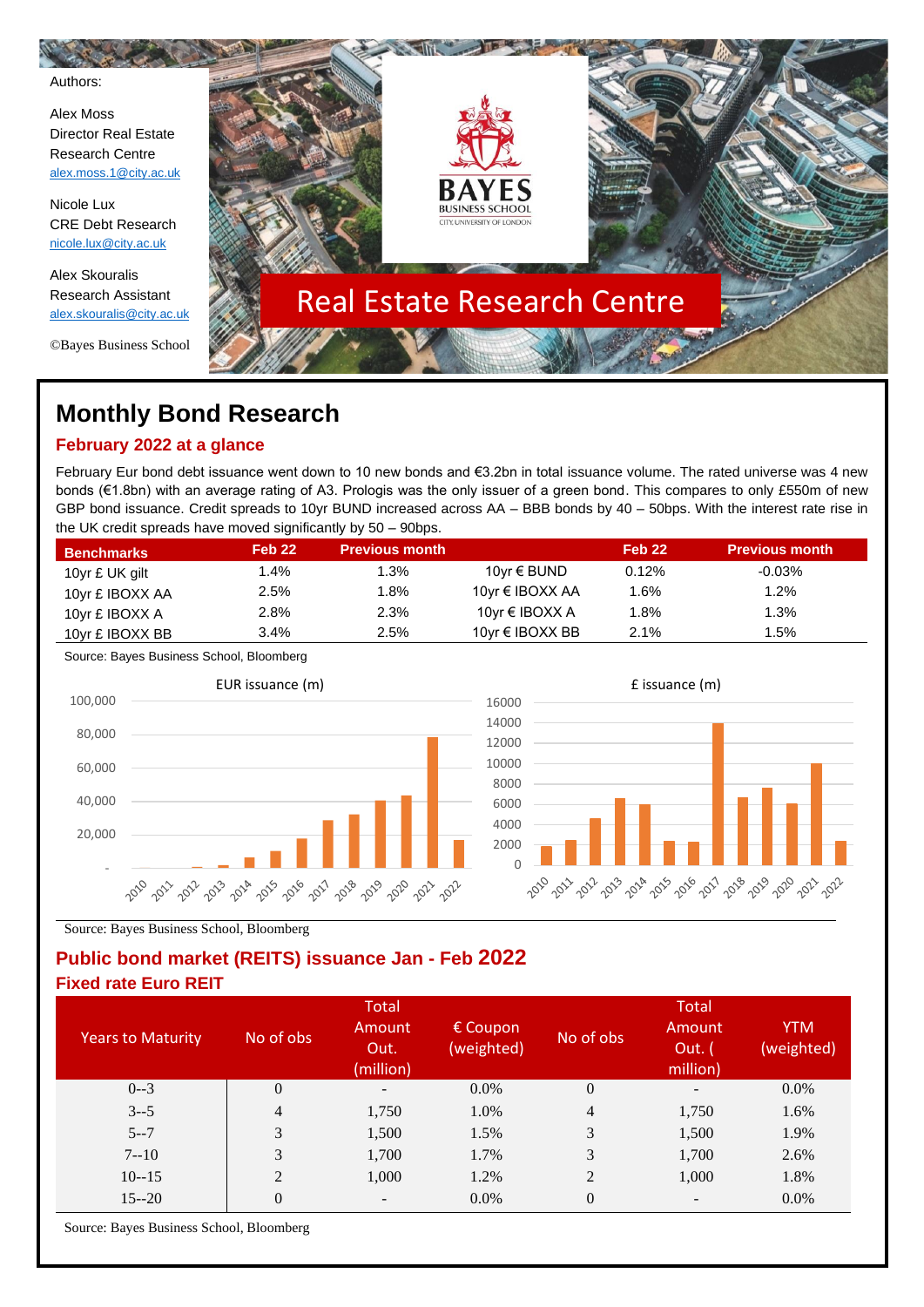Authors:

Alex Moss
Director Real Estate Research Centre
alex.moss.1@city.ac.uk

Nicole Lux
CRE Debt Research
nicole.lux@city.ac.uk

Alex Skouralis
Research Assistant
alex.skouralis@city.ac.uk

©Bayes Business School

BAYES BUSINESS SCHOOL
CITY, UNIVERSITY OF LONDON

Real Estate Research Centre

# Monthly Bond Research

## February 2022 at a glance

February Eur bond debt issuance went down to 10 new bonds and €3.2bn in total issuance volume. The rated universe was 4 new bonds (€1.8bn) with an average rating of A3. Prologis was the only issuer of a green bond. This compares to only £550m of new GBP bond issuance. Credit spreads to 10yr BUND increased across AA – BBB bonds by 40 – 50bps. With the interest rate rise in the UK credit spreads have moved significantly by 50 – 90bps.

| Benchmarks | Feb 22 | Previous month | | Feb 22 | Previous month |
|---|---|---|---|---|---|
| 10yr £ UK gilt | 1.4% | 1.3% | 10yr € BUND | 0.12% | -0.03% |
| 10yr £ IBOXX AA | 2.5% | 1.8% | 10yr € IBOXX AA | 1.6% | 1.2% |
| 10yr £ IBOXX A | 2.8% | 2.3% | 10yr € IBOXX A | 1.8% | 1.3% |
| 10yr £ IBOXX BB | 3.4% | 2.5% | 10yr € IBOXX BB | 2.1% | 1.5% |

Source: Bayes Business School, Bloomberg

EUR issuance (m)

£ issuance (m)

Source: Bayes Business School, Bloomberg

## Public bond market (REITS) issuance Jan - Feb 2022

### Fixed rate Euro REIT

| Years to Maturity | No of obs | Total Amount Out. (million) | € Coupon (weighted) | No of obs | Total Amount Out. ( million) | YTM (weighted) |
|---|---|---|---|---|---|---|
| 0--3 | 0 | - | 0.0% | 0 | - | 0.0% |
| 3--5 | 4 | 1,750 | 1.0% | 4 | 1,750 | 1.6% |
| 5--7 | 3 | 1,500 | 1.5% | 3 | 1,500 | 1.9% |
| 7--10 | 3 | 1,700 | 1.7% | 3 | 1,700 | 2.6% |
| 10--15 | 2 | 1,000 | 1.2% | 2 | 1,000 | 1.8% |
| 15--20 | 0 | - | 0.0% | 0 | - | 0.0% |

Source: Bayes Business School, Bloomberg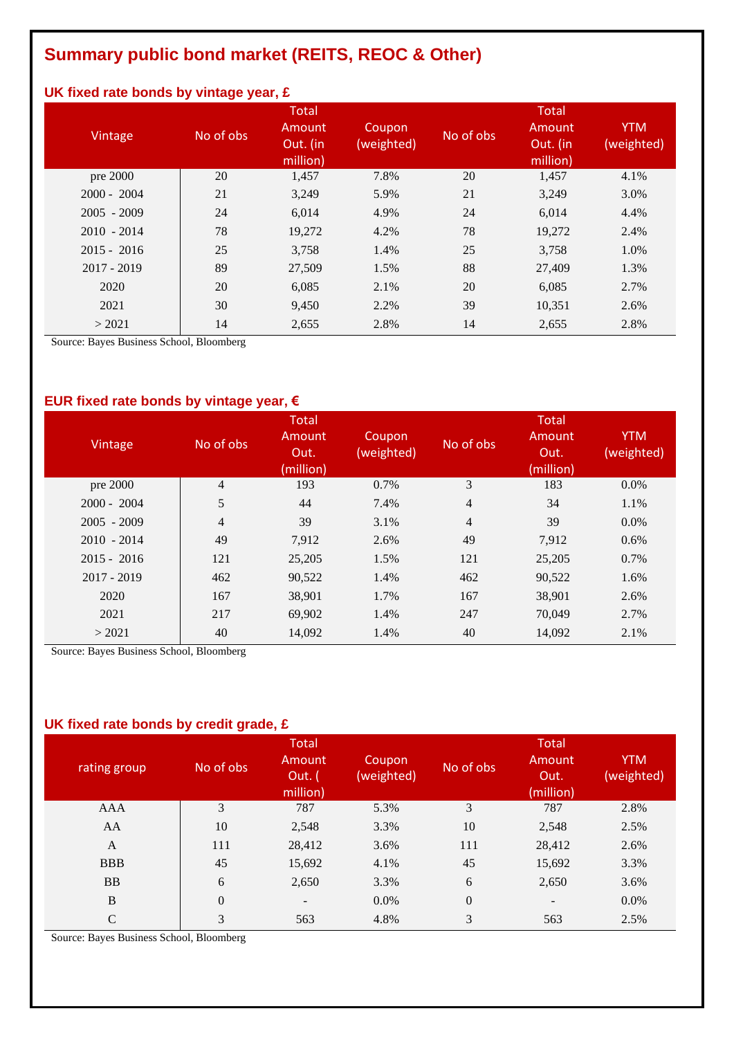# Summary public bond market (REITS, REOC & Other)

### UK fixed rate bonds by vintage year, £

| Vintage | No of obs | Total Amount Out. (in million) | Coupon (weighted) | No of obs | Total Amount Out. (in million) | YTM (weighted) |
|---|---|---|---|---|---|---|
| pre 2000 | 20 | 1,457 | 7.8% | 20 | 1,457 | 4.1% |
| 2000 - 2004 | 21 | 3,249 | 5.9% | 21 | 3,249 | 3.0% |
| 2005 - 2009 | 24 | 6,014 | 4.9% | 24 | 6,014 | 4.4% |
| 2010 - 2014 | 78 | 19,272 | 4.2% | 78 | 19,272 | 2.4% |
| 2015 - 2016 | 25 | 3,758 | 1.4% | 25 | 3,758 | 1.0% |
| 2017 - 2019 | 89 | 27,509 | 1.5% | 88 | 27,409 | 1.3% |
| 2020 | 20 | 6,085 | 2.1% | 20 | 6,085 | 2.7% |
| 2021 | 30 | 9,450 | 2.2% | 39 | 10,351 | 2.6% |
| > 2021 | 14 | 2,655 | 2.8% | 14 | 2,655 | 2.8% |

Source: Bayes Business School, Bloomberg

### EUR fixed rate bonds by vintage year, €

| Vintage | No of obs | Total Amount Out. (million) | Coupon (weighted) | No of obs | Total Amount Out. (million) | YTM (weighted) |
|---|---|---|---|---|---|---|
| pre 2000 | 4 | 193 | 0.7% | 3 | 183 | 0.0% |
| 2000 - 2004 | 5 | 44 | 7.4% | 4 | 34 | 1.1% |
| 2005 - 2009 | 4 | 39 | 3.1% | 4 | 39 | 0.0% |
| 2010 - 2014 | 49 | 7,912 | 2.6% | 49 | 7,912 | 0.6% |
| 2015 - 2016 | 121 | 25,205 | 1.5% | 121 | 25,205 | 0.7% |
| 2017 - 2019 | 462 | 90,522 | 1.4% | 462 | 90,522 | 1.6% |
| 2020 | 167 | 38,901 | 1.7% | 167 | 38,901 | 2.6% |
| 2021 | 217 | 69,902 | 1.4% | 247 | 70,049 | 2.7% |
| > 2021 | 40 | 14,092 | 1.4% | 40 | 14,092 | 2.1% |

Source: Bayes Business School, Bloomberg

### UK fixed rate bonds by credit grade, £

| rating group | No of obs | Total Amount Out. ( million) | Coupon (weighted) | No of obs | Total Amount Out. (million) | YTM (weighted) |
|---|---|---|---|---|---|---|
| AAA | 3 | 787 | 5.3% | 3 | 787 | 2.8% |
| AA | 10 | 2,548 | 3.3% | 10 | 2,548 | 2.5% |
| A | 111 | 28,412 | 3.6% | 111 | 28,412 | 2.6% |
| BBB | 45 | 15,692 | 4.1% | 45 | 15,692 | 3.3% |
| BB | 6 | 2,650 | 3.3% | 6 | 2,650 | 3.6% |
| B | 0 | - | 0.0% | 0 | - | 0.0% |
| C | 3 | 563 | 4.8% | 3 | 563 | 2.5% |

Source: Bayes Business School, Bloomberg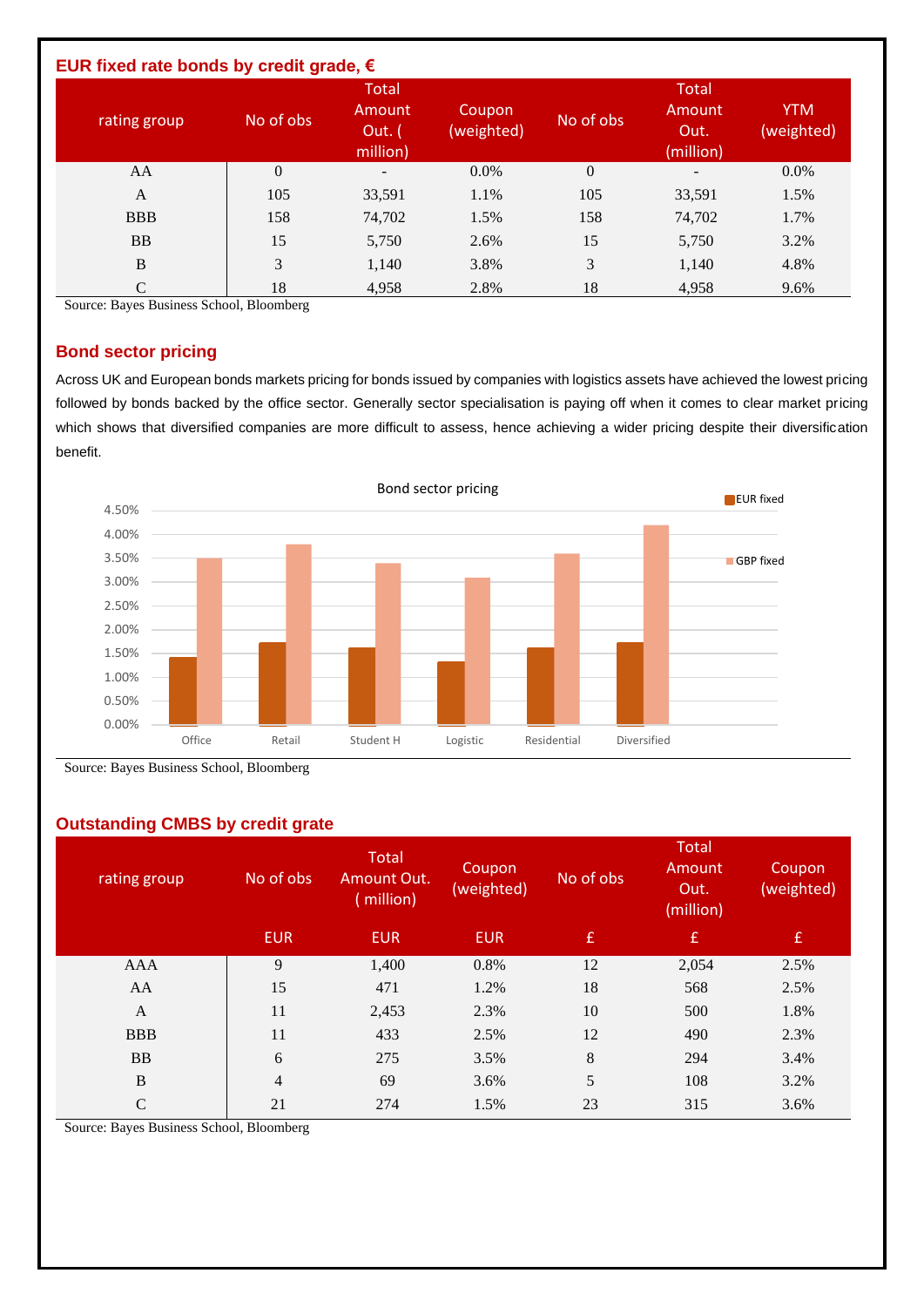### EUR fixed rate bonds by credit grade, €

| rating group | No of obs | Total Amount Out. ( million) | Coupon (weighted) | No of obs | Total Amount Out. (million) | YTM (weighted) |
|---|---|---|---|---|---|---|
| AA | 0 | - | 0.0% | 0 | - | 0.0% |
| A | 105 | 33,591 | 1.1% | 105 | 33,591 | 1.5% |
| BBB | 158 | 74,702 | 1.5% | 158 | 74,702 | 1.7% |
| BB | 15 | 5,750 | 2.6% | 15 | 5,750 | 3.2% |
| B | 3 | 1,140 | 3.8% | 3 | 1,140 | 4.8% |
| C | 18 | 4,958 | 2.8% | 18 | 4,958 | 9.6% |

Source: Bayes Business School, Bloomberg

### Bond sector pricing

Across UK and European bonds markets pricing for bonds issued by companies with logistics assets have achieved the lowest pricing followed by bonds backed by the office sector. Generally sector specialisation is paying off when it comes to clear market pricing which shows that diversified companies are more difficult to assess, hence achieving a wider pricing despite their diversification benefit.

Bond sector pricing

| Sector | EUR fixed | GBP fixed |
|---|---|---|
| Office | ~1.4% | ~3.5% |
| Retail | ~1.7% | ~3.8% |
| Student H | ~1.6% | ~3.4% |
| Logistic | ~1.3% | ~3.1% |
| Residential | ~1.6% | ~3.6% |
| Diversified | ~1.7% | ~4.2% |

Source: Bayes Business School, Bloomberg

### Outstanding CMBS by credit grate

| rating group | No of obs | Total Amount Out. ( million) | Coupon (weighted) | No of obs | Total Amount Out. (million) | Coupon (weighted) |
|---|---|---|---|---|---|---|
| | EUR | EUR | EUR | £ | £ | £ |
| AAA | 9 | 1,400 | 0.8% | 12 | 2,054 | 2.5% |
| AA | 15 | 471 | 1.2% | 18 | 568 | 2.5% |
| A | 11 | 2,453 | 2.3% | 10 | 500 | 1.8% |
| BBB | 11 | 433 | 2.5% | 12 | 490 | 2.3% |
| BB | 6 | 275 | 3.5% | 8 | 294 | 3.4% |
| B | 4 | 69 | 3.6% | 5 | 108 | 3.2% |
| C | 21 | 274 | 1.5% | 23 | 315 | 3.6% |

Source: Bayes Business School, Bloomberg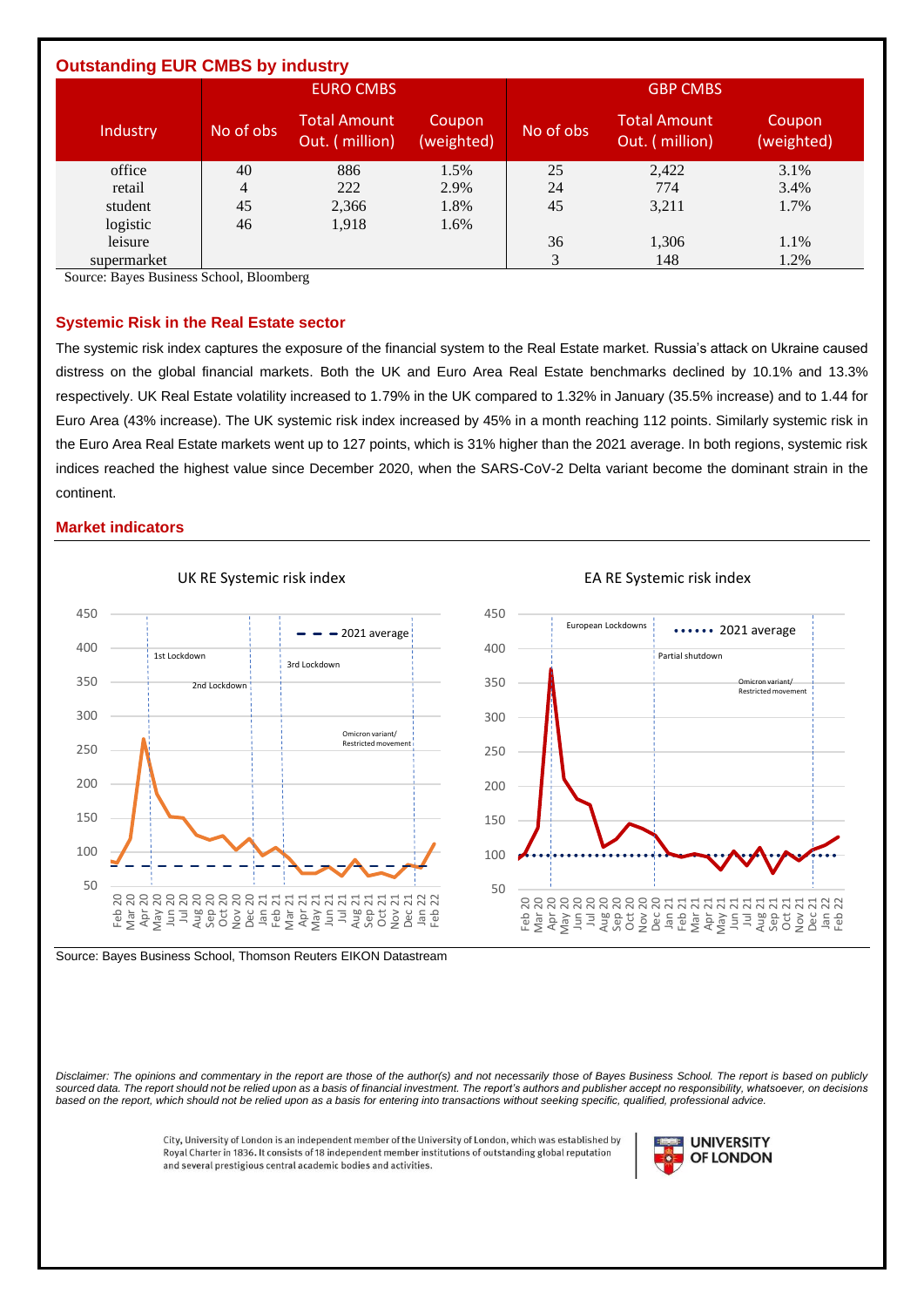## Outstanding EUR CMBS by industry

| Industry | EURO CMBS | | | GBP CMBS | | |
|---|---|---|---|---|---|---|
| | No of obs | Total Amount Out. ( million) | Coupon (weighted) | No of obs | Total Amount Out. ( million) | Coupon (weighted) |
| office | 40 | 886 | 1.5% | 25 | 2,422 | 3.1% |
| retail | 4 | 222 | 2.9% | 24 | 774 | 3.4% |
| student | 45 | 2,366 | 1.8% | 45 | 3,211 | 1.7% |
| logistic | 46 | 1,918 | 1.6% | | | |
| leisure | | | | 36 | 1,306 | 1.1% |
| supermarket | | | | 3 | 148 | 1.2% |

Source: Bayes Business School, Bloomberg

## Systemic Risk in the Real Estate sector

The systemic risk index captures the exposure of the financial system to the Real Estate market. Russia's attack on Ukraine caused distress on the global financial markets. Both the UK and Euro Area Real Estate benchmarks declined by 10.1% and 13.3% respectively. UK Real Estate volatility increased to 1.79% in the UK compared to 1.32% in January (35.5% increase) and to 1.44 for Euro Area (43% increase). The UK systemic risk index increased by 45% in a month reaching 112 points. Similarly systemic risk in the Euro Area Real Estate markets went up to 127 points, which is 31% higher than the 2021 average. In both regions, systemic risk indices reached the highest value since December 2020, when the SARS-CoV-2 Delta variant become the dominant strain in the continent.

## Market indicators

UK RE Systemic risk index

450
400
350
300
250
200
150
100
50

2021 average
1st Lockdown
2nd Lockdown
3rd Lockdown
Omicron variant/ Restricted movement

Feb 20, Mar 20, Apr 20, May 20, Jun 20, Jul 20, Aug 20, Sep 20, Oct 20, Nov 20, Dec 20, Jan 21, Feb 21, Mar 21, Apr 21, May 21, Jun 21, Jul 21, Aug 21, Sep 21, Oct 21, Nov 21, Dec 21, Jan 22, Feb 22

EA RE Systemic risk index

450
400
350
300
250
200
150
100
50

European Lockdowns
2021 average
Partial shutdown
Omicron variant/ Restricted movement

Feb 20, Mar 20, Apr 20, May 20, Jun 20, Jul 20, Aug 20, Sep 20, Oct 20, Nov 20, Dec 20, Jan 21, Feb 21, Mar 21, Apr 21, May 21, Jun 21, Jul 21, Aug 21, Sep 21, Oct 21, Nov 21, Dec 21, Jan 22, Feb 22

Source: Bayes Business School, Thomson Reuters EIKON Datastream

*Disclaimer: The opinions and commentary in the report are those of the author(s) and not necessarily those of Bayes Business School. The report is based on publicly sourced data. The report should not be relied upon as a basis of financial investment. The report's authors and publisher accept no responsibility, whatsoever, on decisions based on the report, which should not be relied upon as a basis for entering into transactions without seeking specific, qualified, professional advice.*

City, University of London is an independent member of the University of London, which was established by Royal Charter in 1836. It consists of 18 independent member institutions of outstanding global reputation and several prestigious central academic bodies and activities.

UNIVERSITY OF LONDON